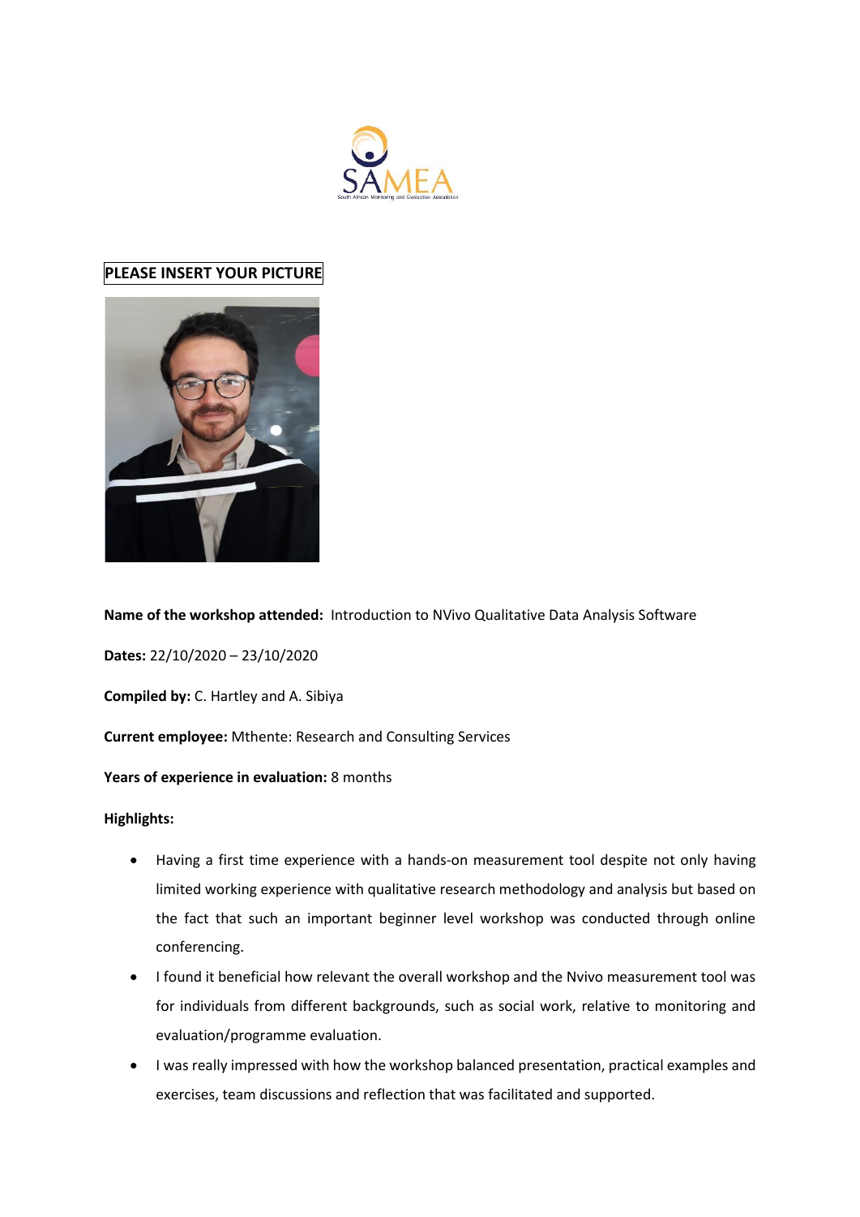**PLEASE INSERT YOUR PICTURE**

**Name of the workshop attended:** Introduction to NVivo Qualitative Data Analysis Software

**Dates:** 22/10/2020 – 23/10/2020

**Compiled by:** C. Hartley and A. Sibiya

**Current employee:** Mthente: Research and Consulting Services

**Years of experience in evaluation:** 8 months

**Highlights:**

- Having a first time experience with a hands-on measurement tool despite not only having limited working experience with qualitative research methodology and analysis but based on the fact that such an important beginner level workshop was conducted through online conferencing.
- I found it beneficial how relevant the overall workshop and the Nvivo measurement tool was for individuals from different backgrounds, such as social work, relative to monitoring and evaluation/programme evaluation.
- I was really impressed with how the workshop balanced presentation, practical examples and exercises, team discussions and reflection that was facilitated and supported.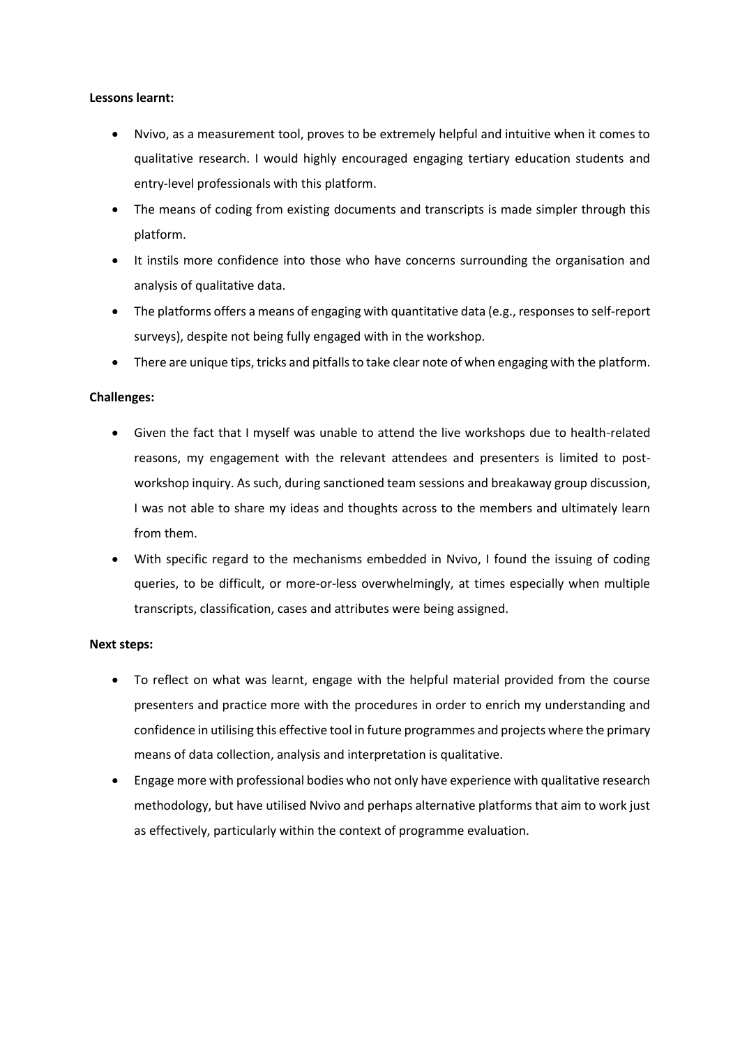**Lessons learnt:**

- Nvivo, as a measurement tool, proves to be extremely helpful and intuitive when it comes to qualitative research. I would highly encouraged engaging tertiary education students and entry-level professionals with this platform.
- The means of coding from existing documents and transcripts is made simpler through this platform.
- It instils more confidence into those who have concerns surrounding the organisation and analysis of qualitative data.
- The platforms offers a means of engaging with quantitative data (e.g., responses to self-report surveys), despite not being fully engaged with in the workshop.
- There are unique tips, tricks and pitfalls to take clear note of when engaging with the platform.

**Challenges:**

- Given the fact that I myself was unable to attend the live workshops due to health-related reasons, my engagement with the relevant attendees and presenters is limited to post-workshop inquiry. As such, during sanctioned team sessions and breakaway group discussion, I was not able to share my ideas and thoughts across to the members and ultimately learn from them.
- With specific regard to the mechanisms embedded in Nvivo, I found the issuing of coding queries, to be difficult, or more-or-less overwhelmingly, at times especially when multiple transcripts, classification, cases and attributes were being assigned.

**Next steps:**

- To reflect on what was learnt, engage with the helpful material provided from the course presenters and practice more with the procedures in order to enrich my understanding and confidence in utilising this effective tool in future programmes and projects where the primary means of data collection, analysis and interpretation is qualitative.
- Engage more with professional bodies who not only have experience with qualitative research methodology, but have utilised Nvivo and perhaps alternative platforms that aim to work just as effectively, particularly within the context of programme evaluation.